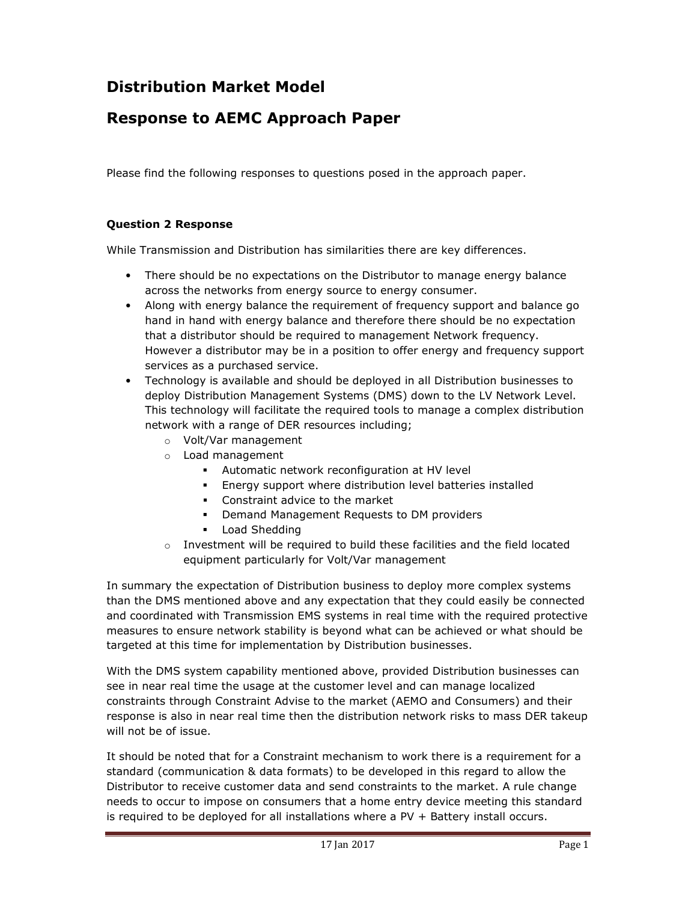# Distribution Market Model

# Response to AEMC Approach Paper

Please find the following responses to questions posed in the approach paper.

### Question 2 Response

While Transmission and Distribution has similarities there are key differences.

- There should be no expectations on the Distributor to manage energy balance across the networks from energy source to energy consumer.
- Along with energy balance the requirement of frequency support and balance go hand in hand with energy balance and therefore there should be no expectation that a distributor should be required to management Network frequency. However a distributor may be in a position to offer energy and frequency support services as a purchased service.
- Technology is available and should be deployed in all Distribution businesses to deploy Distribution Management Systems (DMS) down to the LV Network Level. This technology will facilitate the required tools to manage a complex distribution network with a range of DER resources including;
  - Volt/Var management
  - Load management
    - Automatic network reconfiguration at HV level
    - Energy support where distribution level batteries installed
    - Constraint advice to the market
    - Demand Management Requests to DM providers
    - Load Shedding
  - Investment will be required to build these facilities and the field located equipment particularly for Volt/Var management

In summary the expectation of Distribution business to deploy more complex systems than the DMS mentioned above and any expectation that they could easily be connected and coordinated with Transmission EMS systems in real time with the required protective measures to ensure network stability is beyond what can be achieved or what should be targeted at this time for implementation by Distribution businesses.

With the DMS system capability mentioned above, provided Distribution businesses can see in near real time the usage at the customer level and can manage localized constraints through Constraint Advise to the market (AEMO and Consumers) and their response is also in near real time then the distribution network risks to mass DER takeup will not be of issue.

It should be noted that for a Constraint mechanism to work there is a requirement for a standard (communication & data formats) to be developed in this regard to allow the Distributor to receive customer data and send constraints to the market. A rule change needs to occur to impose on consumers that a home entry device meeting this standard is required to be deployed for all installations where a PV + Battery install occurs.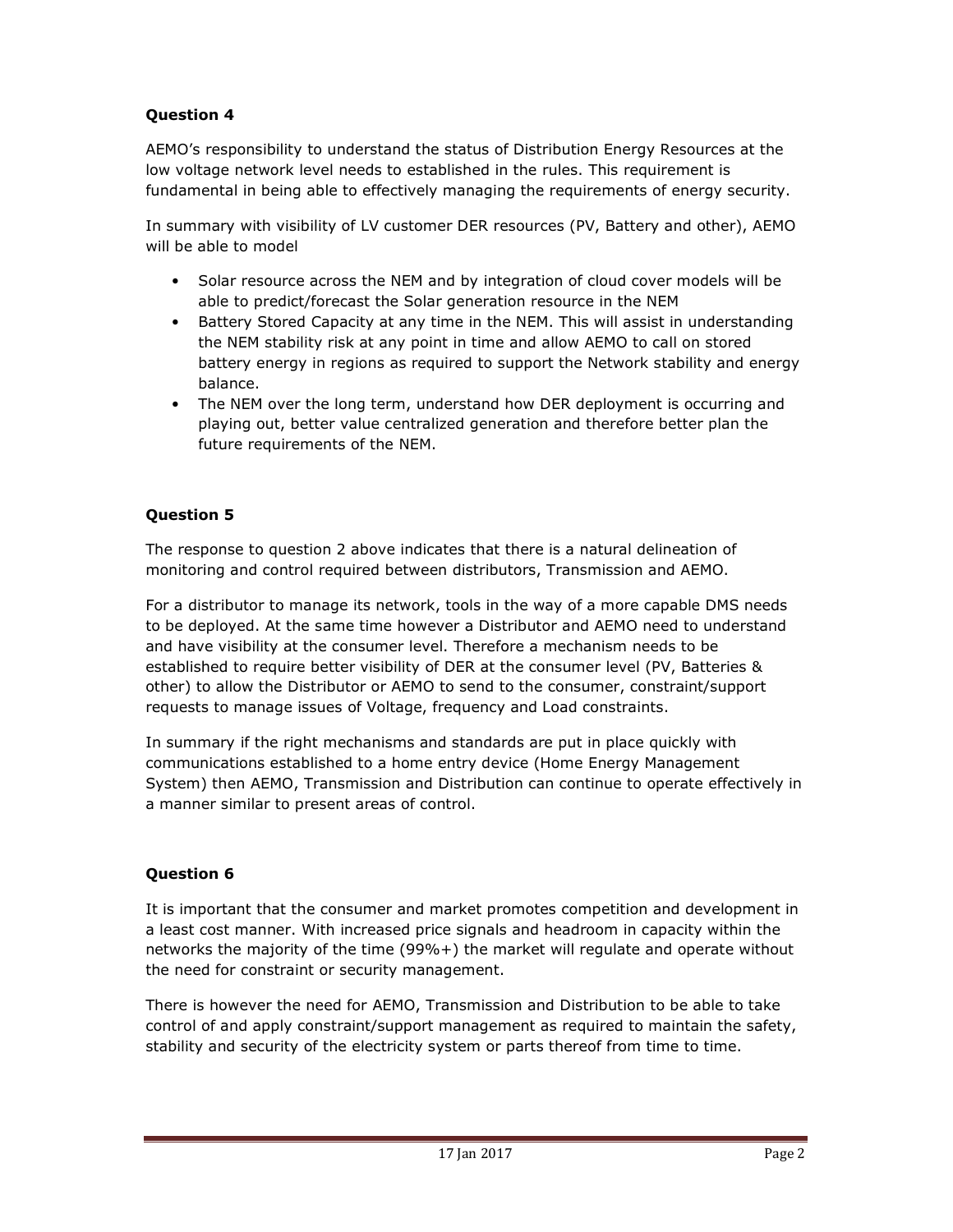**Question 4**

AEMO's responsibility to understand the status of Distribution Energy Resources at the low voltage network level needs to established in the rules. This requirement is fundamental in being able to effectively managing the requirements of energy security.

In summary with visibility of LV customer DER resources (PV, Battery and other), AEMO will be able to model

- Solar resource across the NEM and by integration of cloud cover models will be able to predict/forecast the Solar generation resource in the NEM
- Battery Stored Capacity at any time in the NEM. This will assist in understanding the NEM stability risk at any point in time and allow AEMO to call on stored battery energy in regions as required to support the Network stability and energy balance.
- The NEM over the long term, understand how DER deployment is occurring and playing out, better value centralized generation and therefore better plan the future requirements of the NEM.

**Question 5**

The response to question 2 above indicates that there is a natural delineation of monitoring and control required between distributors, Transmission and AEMO.

For a distributor to manage its network, tools in the way of a more capable DMS needs to be deployed. At the same time however a Distributor and AEMO need to understand and have visibility at the consumer level. Therefore a mechanism needs to be established to require better visibility of DER at the consumer level (PV, Batteries & other) to allow the Distributor or AEMO to send to the consumer, constraint/support requests to manage issues of Voltage, frequency and Load constraints.

In summary if the right mechanisms and standards are put in place quickly with communications established to a home entry device (Home Energy Management System) then AEMO, Transmission and Distribution can continue to operate effectively in a manner similar to present areas of control.

**Question 6**

It is important that the consumer and market promotes competition and development in a least cost manner. With increased price signals and headroom in capacity within the networks the majority of the time (99%+) the market will regulate and operate without the need for constraint or security management.

There is however the need for AEMO, Transmission and Distribution to be able to take control of and apply constraint/support management as required to maintain the safety, stability and security of the electricity system or parts thereof from time to time.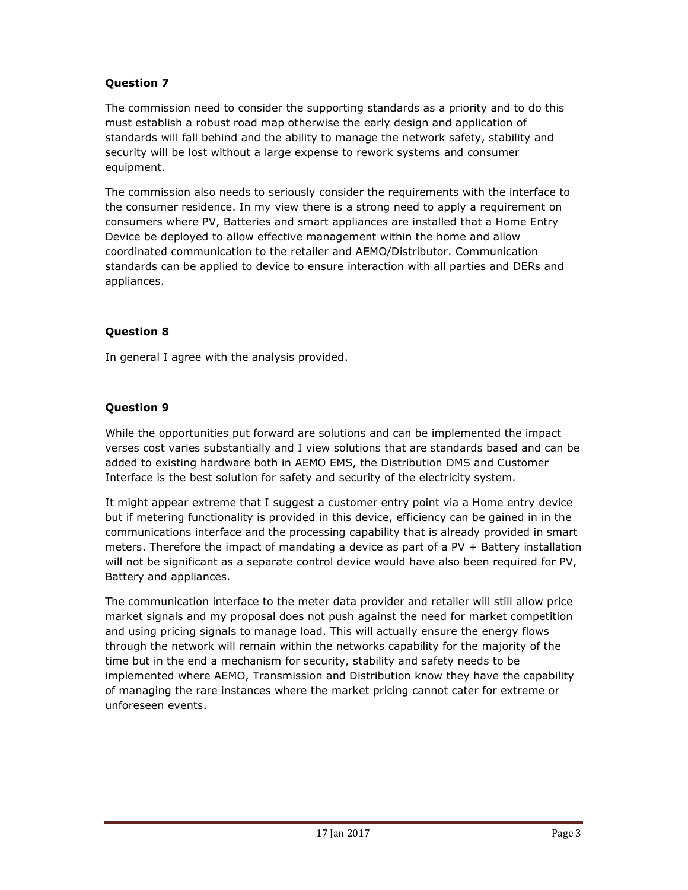**Question 7**

The commission need to consider the supporting standards as a priority and to do this must establish a robust road map otherwise the early design and application of standards will fall behind and the ability to manage the network safety, stability and security will be lost without a large expense to rework systems and consumer equipment.

The commission also needs to seriously consider the requirements with the interface to the consumer residence. In my view there is a strong need to apply a requirement on consumers where PV, Batteries and smart appliances are installed that a Home Entry Device be deployed to allow effective management within the home and allow coordinated communication to the retailer and AEMO/Distributor. Communication standards can be applied to device to ensure interaction with all parties and DERs and appliances.

**Question 8**

In general I agree with the analysis provided.

**Question 9**

While the opportunities put forward are solutions and can be implemented the impact verses cost varies substantially and I view solutions that are standards based and can be added to existing hardware both in AEMO EMS, the Distribution DMS and Customer Interface is the best solution for safety and security of the electricity system.

It might appear extreme that I suggest a customer entry point via a Home entry device but if metering functionality is provided in this device, efficiency can be gained in in the communications interface and the processing capability that is already provided in smart meters. Therefore the impact of mandating a device as part of a PV + Battery installation will not be significant as a separate control device would have also been required for PV, Battery and appliances.

The communication interface to the meter data provider and retailer will still allow price market signals and my proposal does not push against the need for market competition and using pricing signals to manage load. This will actually ensure the energy flows through the network will remain within the networks capability for the majority of the time but in the end a mechanism for security, stability and safety needs to be implemented where AEMO, Transmission and Distribution know they have the capability of managing the rare instances where the market pricing cannot cater for extreme or unforeseen events.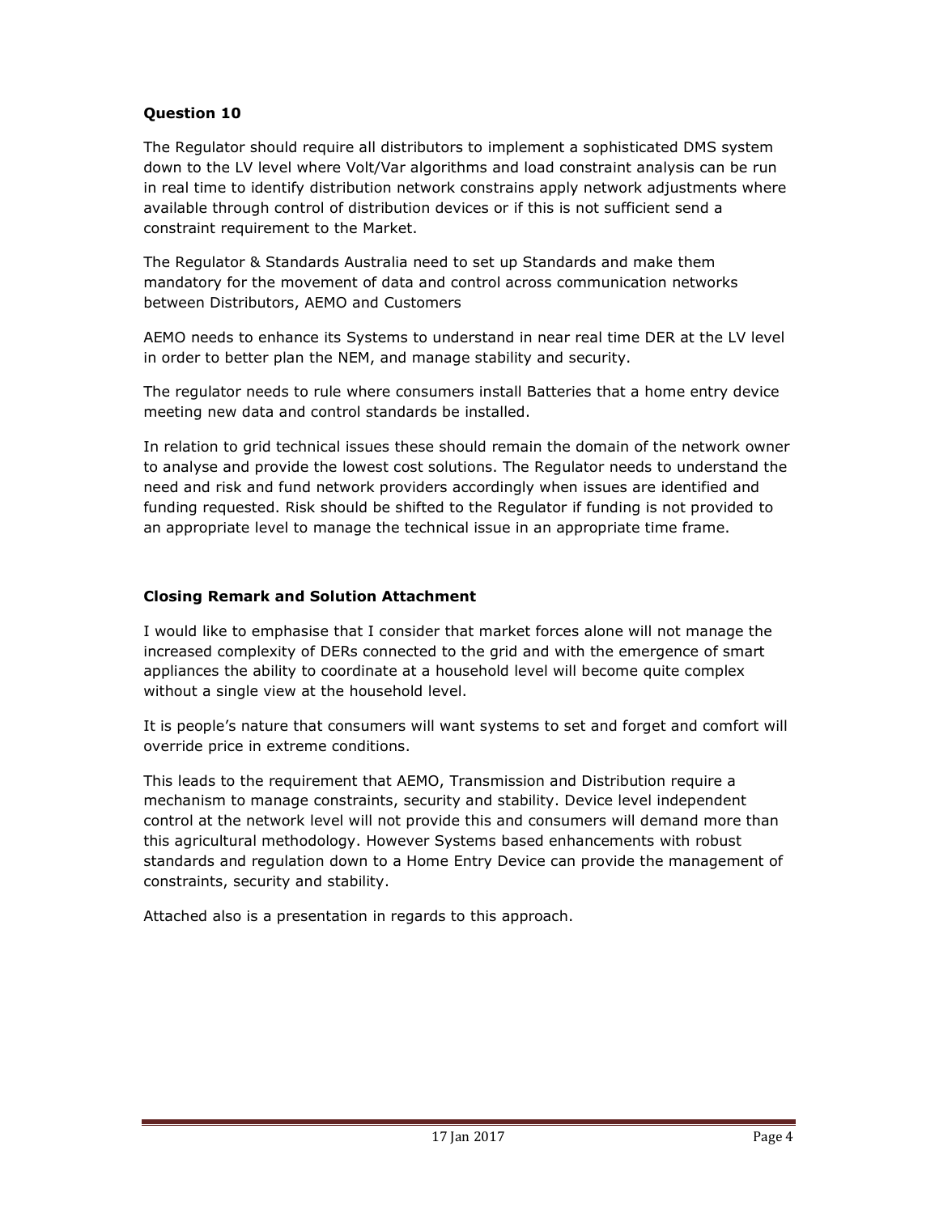**Question 10**

The Regulator should require all distributors to implement a sophisticated DMS system down to the LV level where Volt/Var algorithms and load constraint analysis can be run in real time to identify distribution network constrains apply network adjustments where available through control of distribution devices or if this is not sufficient send a constraint requirement to the Market.

The Regulator & Standards Australia need to set up Standards and make them mandatory for the movement of data and control across communication networks between Distributors, AEMO and Customers

AEMO needs to enhance its Systems to understand in near real time DER at the LV level in order to better plan the NEM, and manage stability and security.

The regulator needs to rule where consumers install Batteries that a home entry device meeting new data and control standards be installed.

In relation to grid technical issues these should remain the domain of the network owner to analyse and provide the lowest cost solutions. The Regulator needs to understand the need and risk and fund network providers accordingly when issues are identified and funding requested. Risk should be shifted to the Regulator if funding is not provided to an appropriate level to manage the technical issue in an appropriate time frame.

**Closing Remark and Solution Attachment**

I would like to emphasise that I consider that market forces alone will not manage the increased complexity of DERs connected to the grid and with the emergence of smart appliances the ability to coordinate at a household level will become quite complex without a single view at the household level.

It is people's nature that consumers will want systems to set and forget and comfort will override price in extreme conditions.

This leads to the requirement that AEMO, Transmission and Distribution require a mechanism to manage constraints, security and stability. Device level independent control at the network level will not provide this and consumers will demand more than this agricultural methodology. However Systems based enhancements with robust standards and regulation down to a Home Entry Device can provide the management of constraints, security and stability.

Attached also is a presentation in regards to this approach.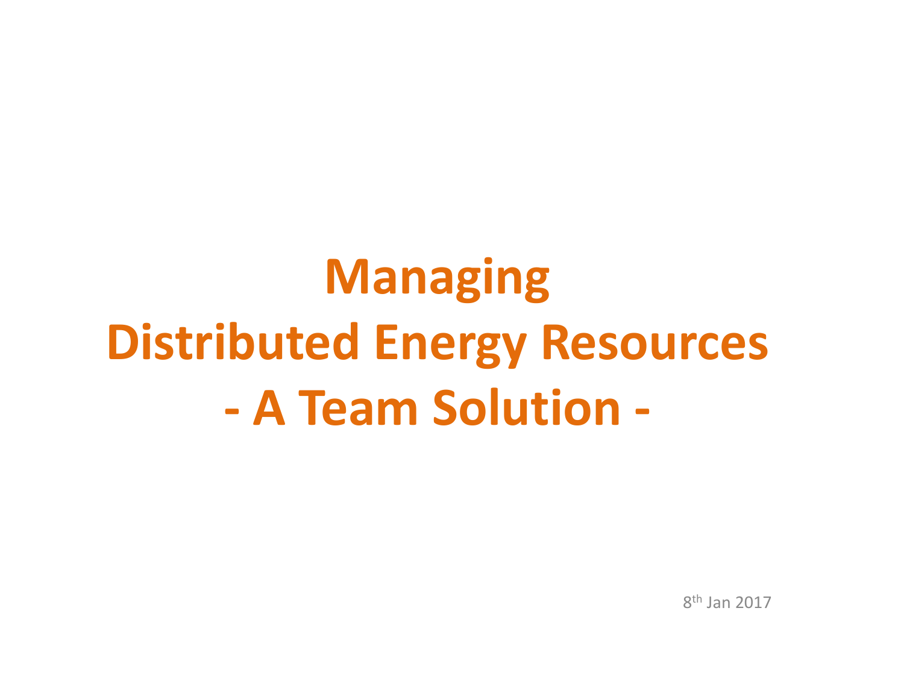# Managing
# Distributed Energy Resources
# - A Team Solution -

8th Jan 2017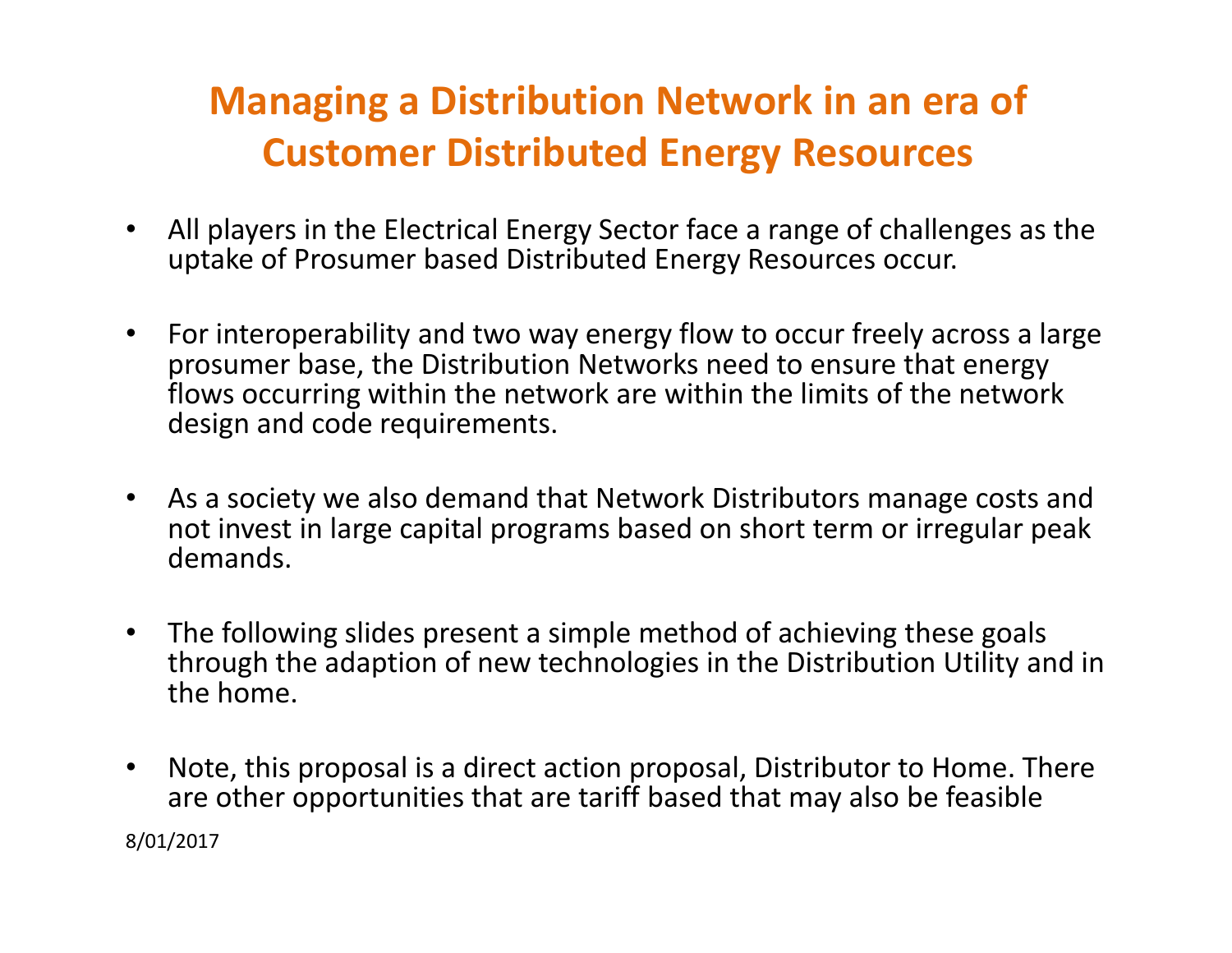# Managing a Distribution Network in an era of Customer Distributed Energy Resources

- All players in the Electrical Energy Sector face a range of challenges as the uptake of Prosumer based Distributed Energy Resources occur.
- For interoperability and two way energy flow to occur freely across a large prosumer base, the Distribution Networks need to ensure that energy flows occurring within the network are within the limits of the network design and code requirements.
- As a society we also demand that Network Distributors manage costs and not invest in large capital programs based on short term or irregular peak demands.
- The following slides present a simple method of achieving these goals through the adaption of new technologies in the Distribution Utility and in the home.
- Note, this proposal is a direct action proposal, Distributor to Home. There are other opportunities that are tariff based that may also be feasible

8/01/2017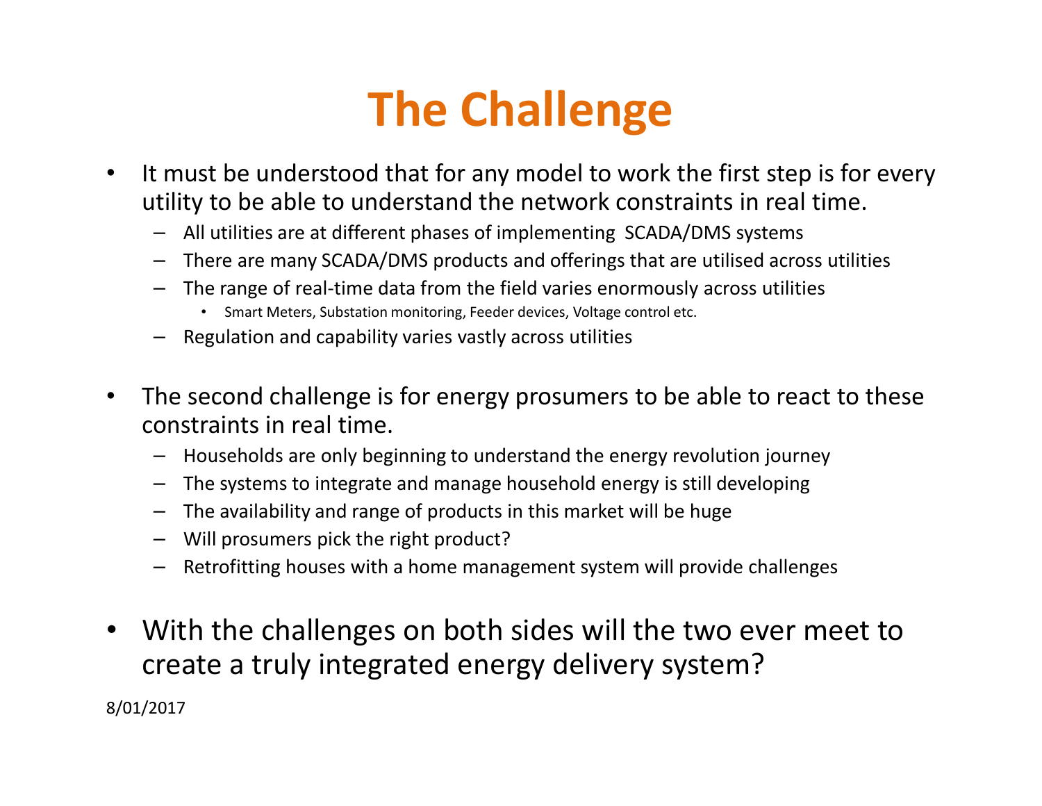# The Challenge

- It must be understood that for any model to work the first step is for every utility to be able to understand the network constraints in real time.
  - All utilities are at different phases of implementing SCADA/DMS systems
  - There are many SCADA/DMS products and offerings that are utilised across utilities
  - The range of real-time data from the field varies enormously across utilities
    - Smart Meters, Substation monitoring, Feeder devices, Voltage control etc.
  - Regulation and capability varies vastly across utilities

- The second challenge is for energy prosumers to be able to react to these constraints in real time.
  - Households are only beginning to understand the energy revolution journey
  - The systems to integrate and manage household energy is still developing
  - The availability and range of products in this market will be huge
  - Will prosumers pick the right product?
  - Retrofitting houses with a home management system will provide challenges

- With the challenges on both sides will the two ever meet to create a truly integrated energy delivery system?

8/01/2017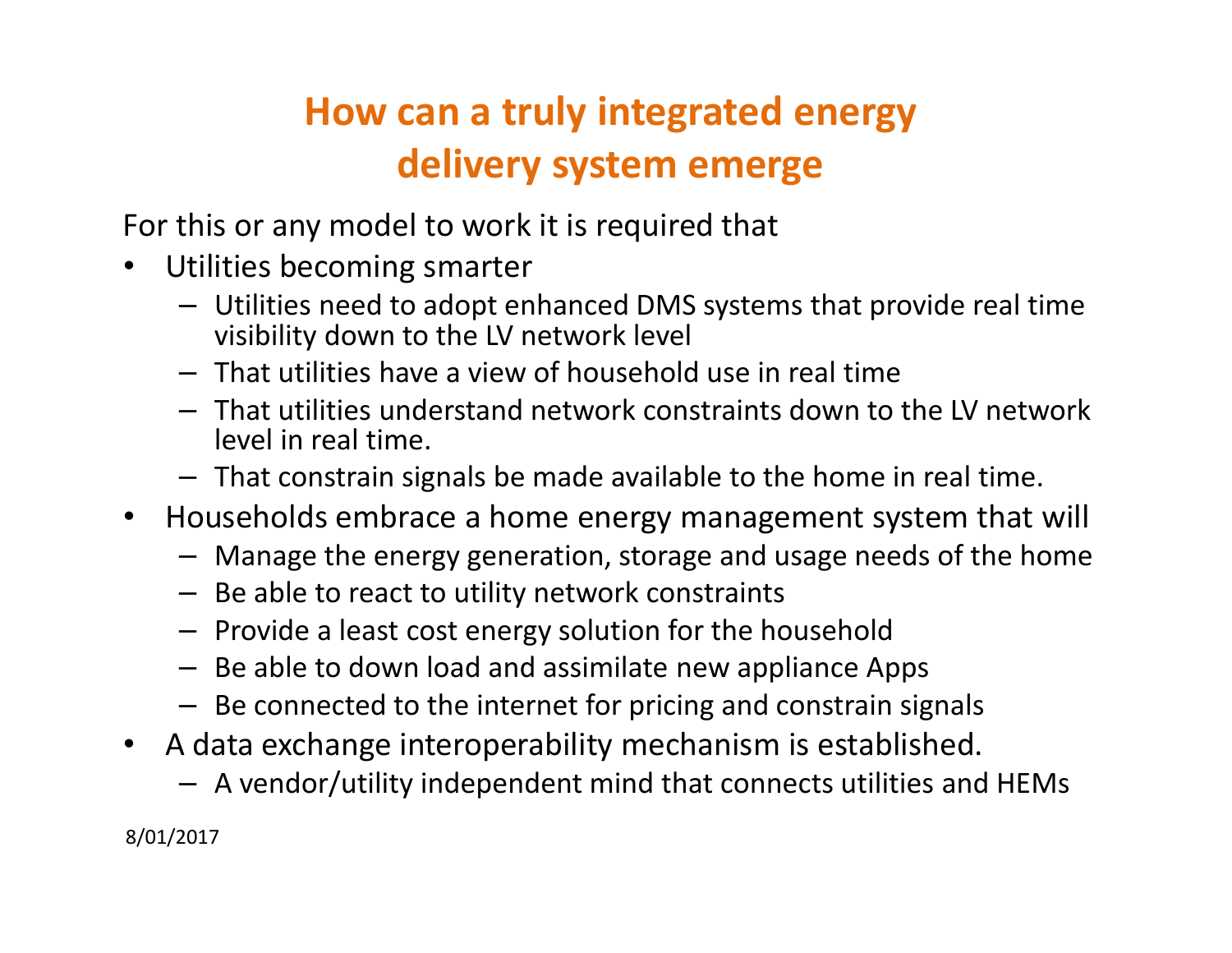# How can a truly integrated energy delivery system emerge

For this or any model to work it is required that

- Utilities becoming smarter
  - Utilities need to adopt enhanced DMS systems that provide real time visibility down to the LV network level
  - That utilities have a view of household use in real time
  - That utilities understand network constraints down to the LV network level in real time.
  - That constrain signals be made available to the home in real time.
- Households embrace a home energy management system that will
  - Manage the energy generation, storage and usage needs of the home
  - Be able to react to utility network constraints
  - Provide a least cost energy solution for the household
  - Be able to down load and assimilate new appliance Apps
  - Be connected to the internet for pricing and constrain signals
- A data exchange interoperability mechanism is established.
  - A vendor/utility independent mind that connects utilities and HEMs

8/01/2017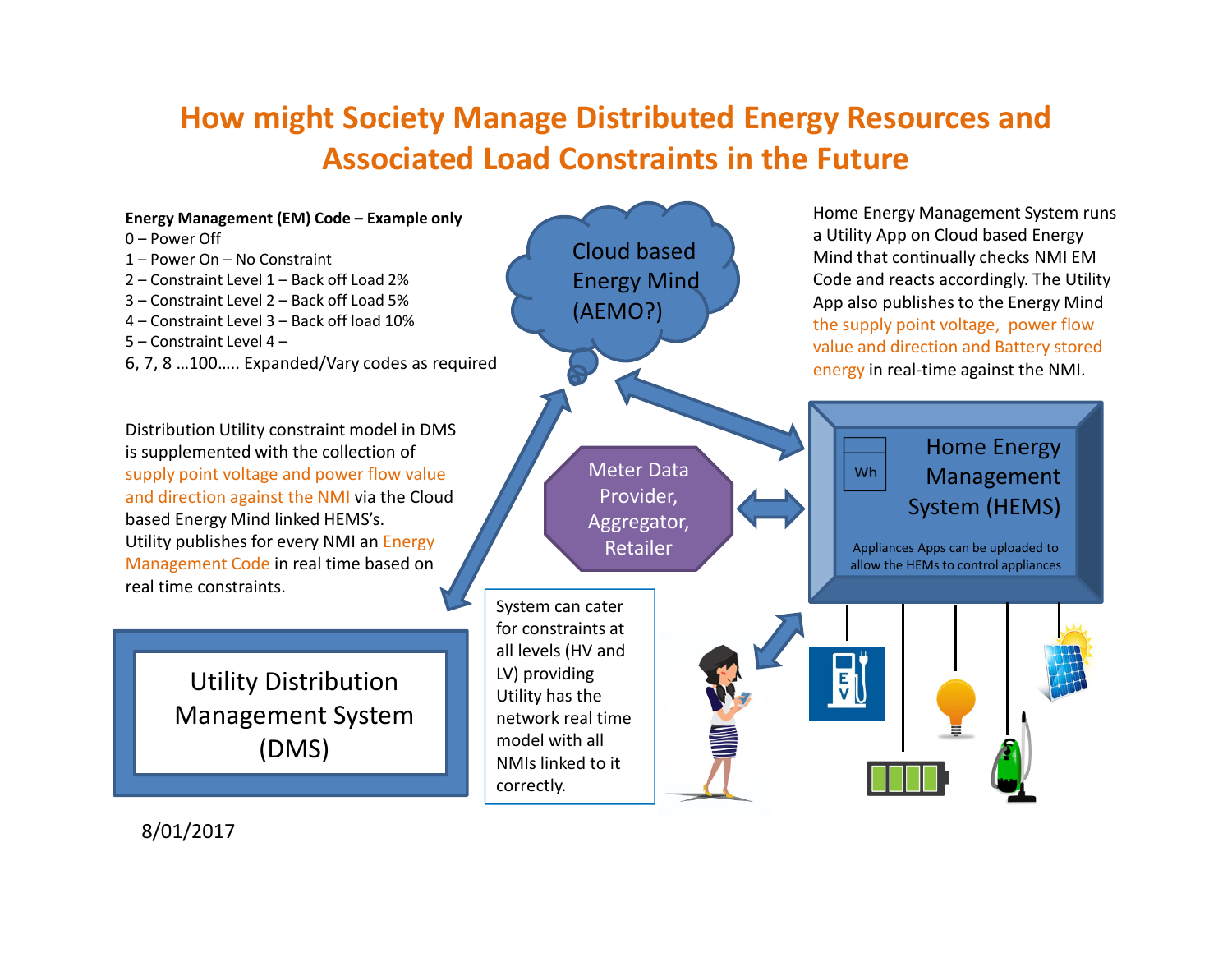# How might Society Manage Distributed Energy Resources and Associated Load Constraints in the Future

**Energy Management (EM) Code – Example only**

0 – Power Off
1 – Power On – No Constraint
2 – Constraint Level 1 – Back off Load 2%
3 – Constraint Level 2 – Back off Load 5%
4 – Constraint Level 3 – Back off load 10%
5 – Constraint Level 4 –
6, 7, 8 …100….. Expanded/Vary codes as required

Cloud based Energy Mind (AEMO?)

Home Energy Management System runs a Utility App on Cloud based Energy Mind that continually checks NMI EM Code and reacts accordingly. The Utility App also publishes to the Energy Mind the supply point voltage, power flow value and direction and Battery stored energy in real-time against the NMI.

Distribution Utility constraint model in DMS is supplemented with the collection of supply point voltage and power flow value and direction against the NMI via the Cloud based Energy Mind linked HEMS's. Utility publishes for every NMI an Energy Management Code in real time based on real time constraints.

Meter Data Provider, Aggregator, Retailer

Home Energy Management System (HEMS)

Wh

Appliances Apps can be uploaded to allow the HEMs to control appliances

Utility Distribution Management System (DMS)

System can cater for constraints at all levels (HV and LV) providing Utility has the network real time model with all NMIs linked to it correctly.

E V

8/01/2017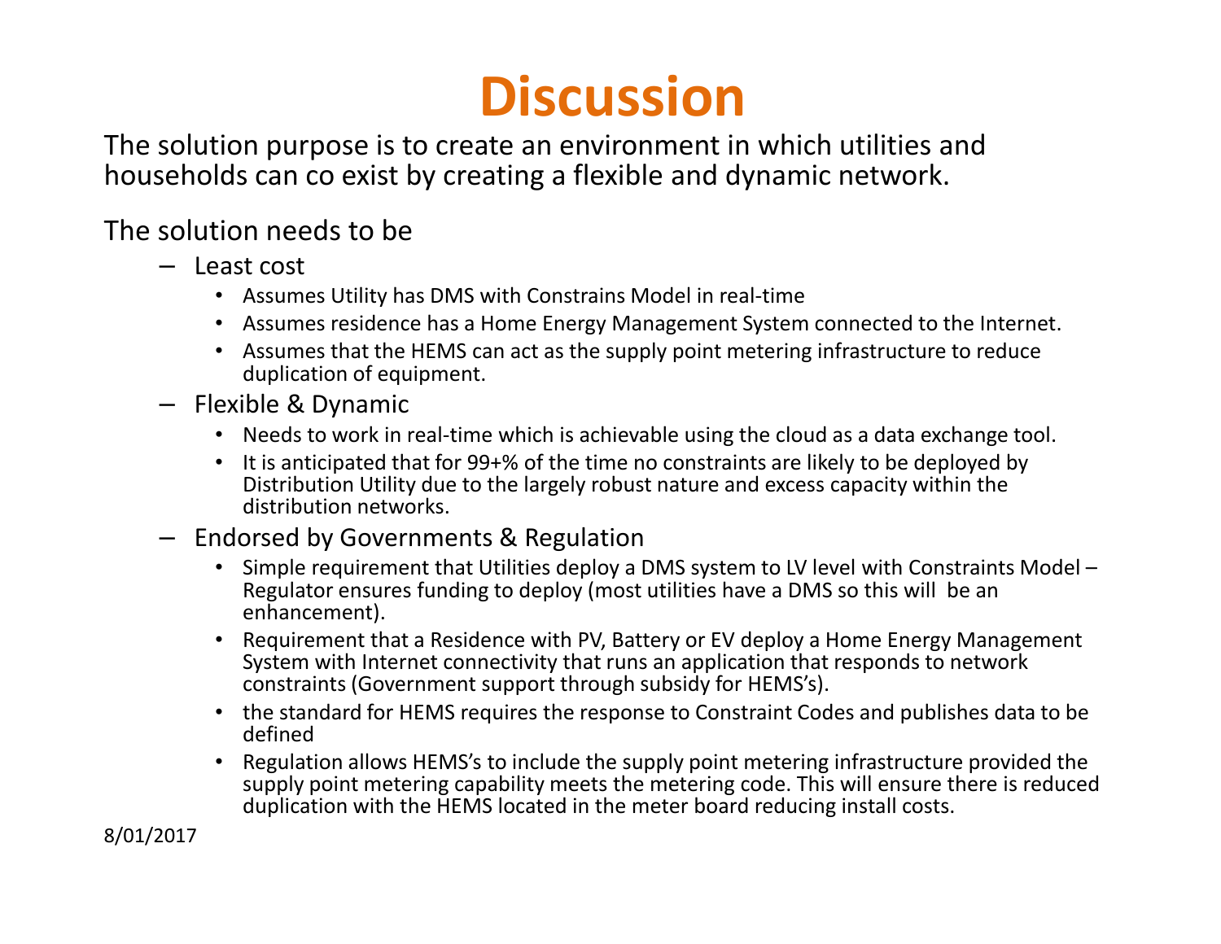# Discussion

The solution purpose is to create an environment in which utilities and households can co exist by creating a flexible and dynamic network.

The solution needs to be

- Least cost
  - Assumes Utility has DMS with Constrains Model in real-time
  - Assumes residence has a Home Energy Management System connected to the Internet.
  - Assumes that the HEMS can act as the supply point metering infrastructure to reduce duplication of equipment.
- Flexible & Dynamic
  - Needs to work in real-time which is achievable using the cloud as a data exchange tool.
  - It is anticipated that for 99+% of the time no constraints are likely to be deployed by Distribution Utility due to the largely robust nature and excess capacity within the distribution networks.
- Endorsed by Governments & Regulation
  - Simple requirement that Utilities deploy a DMS system to LV level with Constraints Model – Regulator ensures funding to deploy (most utilities have a DMS so this will be an enhancement).
  - Requirement that a Residence with PV, Battery or EV deploy a Home Energy Management System with Internet connectivity that runs an application that responds to network constraints (Government support through subsidy for HEMS's).
  - the standard for HEMS requires the response to Constraint Codes and publishes data to be defined
  - Regulation allows HEMS's to include the supply point metering infrastructure provided the supply point metering capability meets the metering code. This will ensure there is reduced duplication with the HEMS located in the meter board reducing install costs.

8/01/2017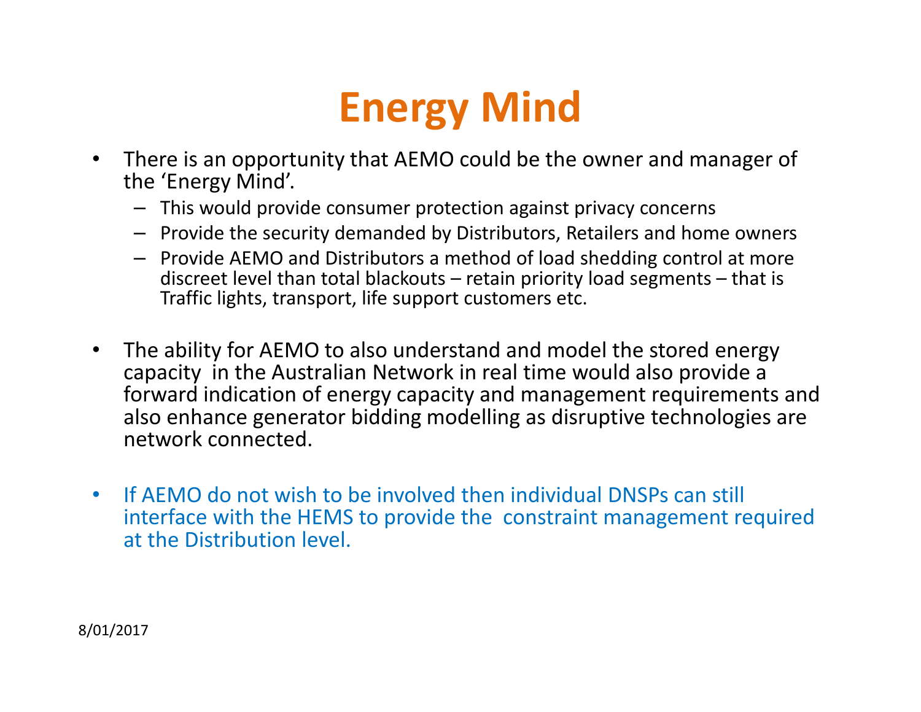# Energy Mind

- There is an opportunity that AEMO could be the owner and manager of the 'Energy Mind'.
  - This would provide consumer protection against privacy concerns
  - Provide the security demanded by Distributors, Retailers and home owners
  - Provide AEMO and Distributors a method of load shedding control at more discreet level than total blackouts – retain priority load segments – that is Traffic lights, transport, life support customers etc.

- The ability for AEMO to also understand and model the stored energy capacity in the Australian Network in real time would also provide a forward indication of energy capacity and management requirements and also enhance generator bidding modelling as disruptive technologies are network connected.

- If AEMO do not wish to be involved then individual DNSPs can still interface with the HEMS to provide the constraint management required at the Distribution level.

8/01/2017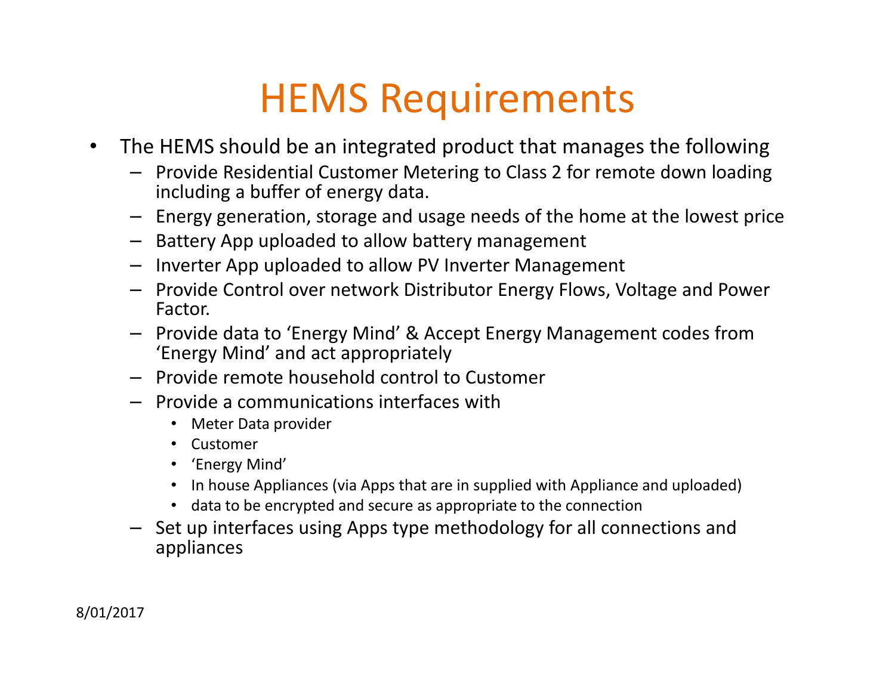# HEMS Requirements

- The HEMS should be an integrated product that manages the following
  - Provide Residential Customer Metering to Class 2 for remote down loading including a buffer of energy data.
  - Energy generation, storage and usage needs of the home at the lowest price
  - Battery App uploaded to allow battery management
  - Inverter App uploaded to allow PV Inverter Management
  - Provide Control over network Distributor Energy Flows, Voltage and Power Factor.
  - Provide data to 'Energy Mind' & Accept Energy Management codes from 'Energy Mind' and act appropriately
  - Provide remote household control to Customer
  - Provide a communications interfaces with
    - Meter Data provider
    - Customer
    - 'Energy Mind'
    - In house Appliances (via Apps that are in supplied with Appliance and uploaded)
    - data to be encrypted and secure as appropriate to the connection
  - Set up interfaces using Apps type methodology for all connections and appliances

8/01/2017